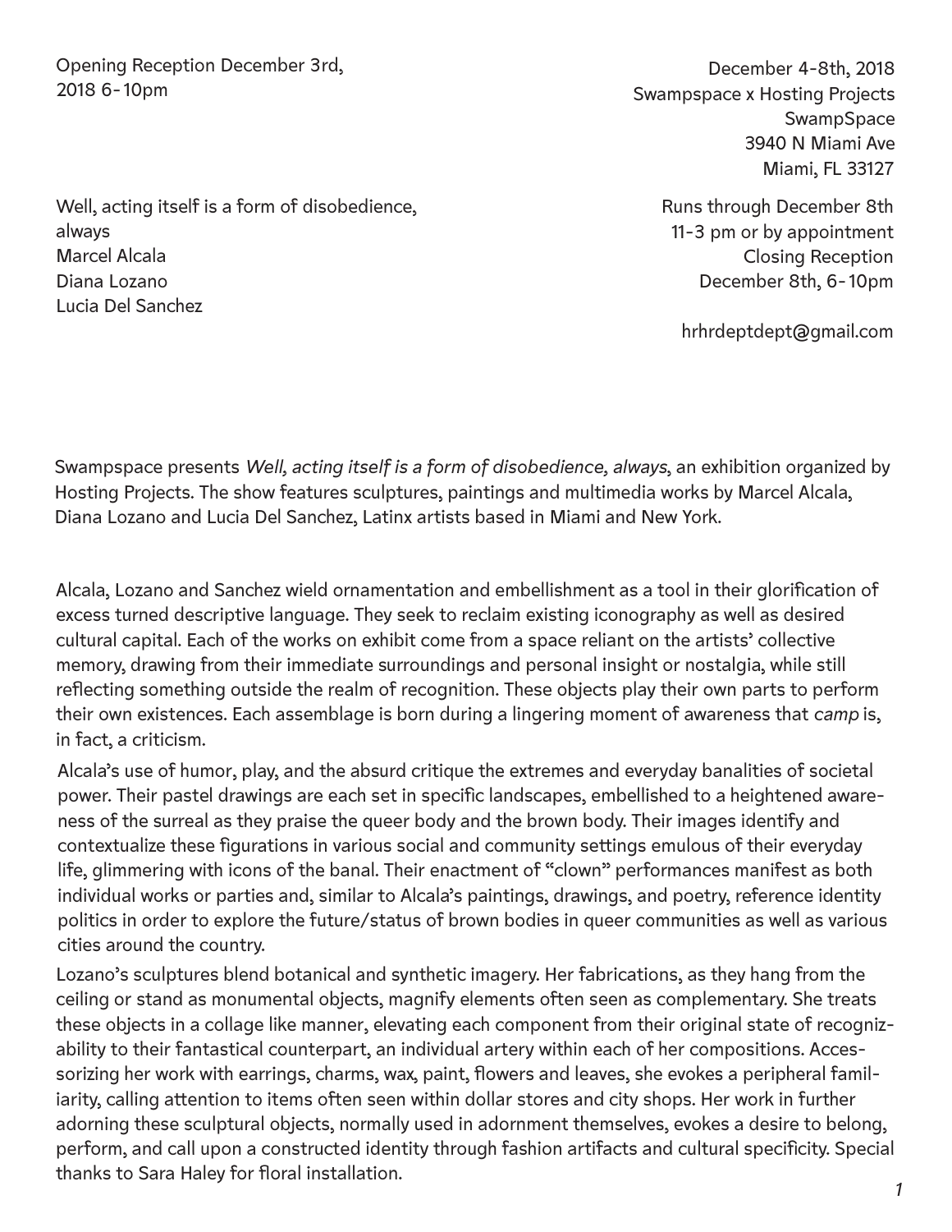Opening Reception December 3rd, 2018 6-10pm

December 4-8th, 2018
Swampspace x Hosting Projects
SwampSpace
3940 N Miami Ave
Miami, FL 33127

Well, acting itself is a form of disobedience, always
Marcel Alcala
Diana Lozano
Lucia Del Sanchez

Runs through December 8th
11-3 pm or by appointment
Closing Reception
December 8th, 6-10pm

hrhrdeptdept@gmail.com

Swampspace presents *Well, acting itself is a form of disobedience, always*, an exhibition organized by Hosting Projects. The show features sculptures, paintings and multimedia works by Marcel Alcala, Diana Lozano and Lucia Del Sanchez, Latinx artists based in Miami and New York.

Alcala, Lozano and Sanchez wield ornamentation and embellishment as a tool in their glorification of excess turned descriptive language. They seek to reclaim existing iconography as well as desired cultural capital. Each of the works on exhibit come from a space reliant on the artists' collective memory, drawing from their immediate surroundings and personal insight or nostalgia, while still reflecting something outside the realm of recognition. These objects play their own parts to perform their own existences. Each assemblage is born during a lingering moment of awareness that *camp* is, in fact, a criticism.

Alcala's use of humor, play, and the absurd critique the extremes and everyday banalities of societal power. Their pastel drawings are each set in specific landscapes, embellished to a heightened awareness of the surreal as they praise the queer body and the brown body. Their images identify and contextualize these figurations in various social and community settings emulous of their everyday life, glimmering with icons of the banal. Their enactment of "clown" performances manifest as both individual works or parties and, similar to Alcala's paintings, drawings, and poetry, reference identity politics in order to explore the future/status of brown bodies in queer communities as well as various cities around the country.

Lozano's sculptures blend botanical and synthetic imagery. Her fabrications, as they hang from the ceiling or stand as monumental objects, magnify elements often seen as complementary. She treats these objects in a collage like manner, elevating each component from their original state of recognizability to their fantastical counterpart, an individual artery within each of her compositions. Accessorizing her work with earrings, charms, wax, paint, flowers and leaves, she evokes a peripheral familiarity, calling attention to items often seen within dollar stores and city shops. Her work in further adorning these sculptural objects, normally used in adornment themselves, evokes a desire to belong, perform, and call upon a constructed identity through fashion artifacts and cultural specificity. Special thanks to Sara Haley for floral installation.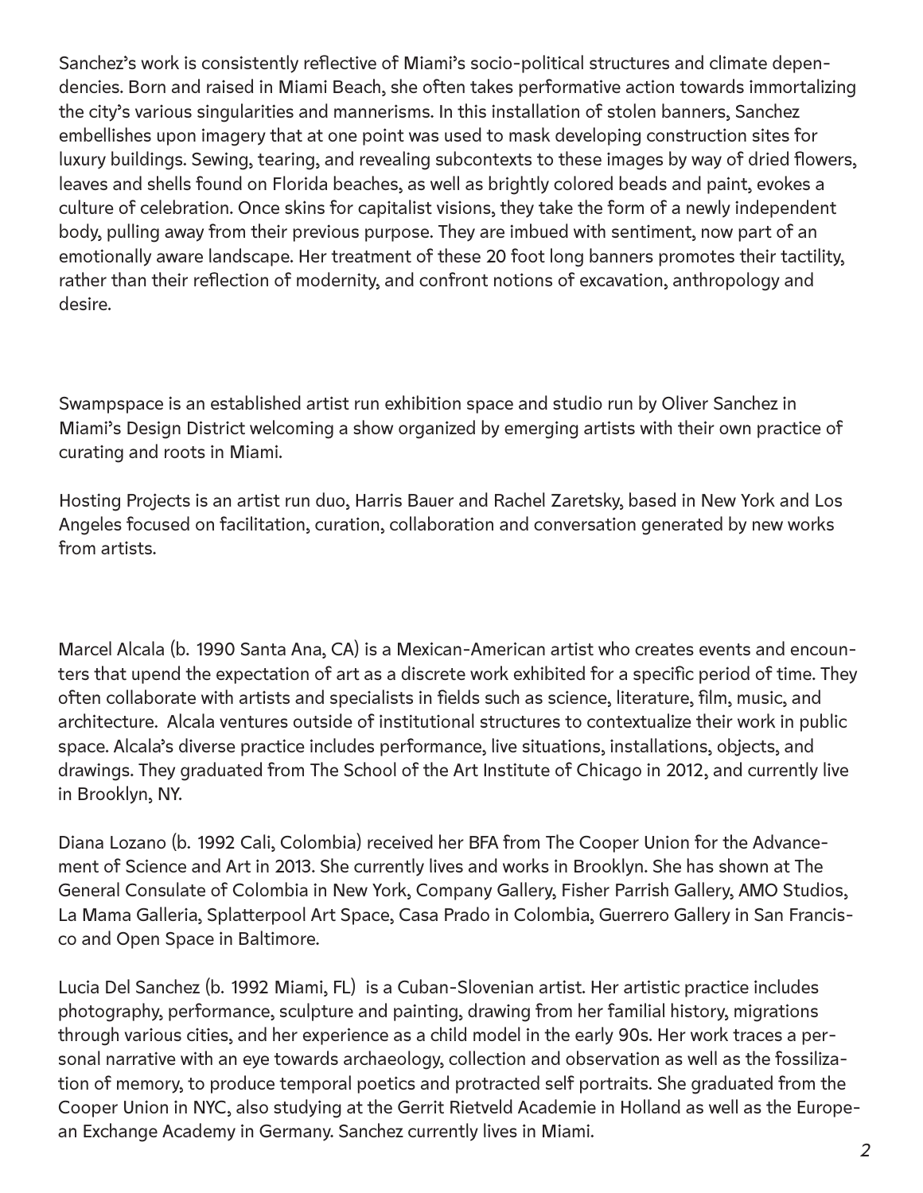Sanchez's work is consistently reflective of Miami's socio-political structures and climate dependencies. Born and raised in Miami Beach, she often takes performative action towards immortalizing the city's various singularities and mannerisms. In this installation of stolen banners, Sanchez embellishes upon imagery that at one point was used to mask developing construction sites for luxury buildings. Sewing, tearing, and revealing subcontexts to these images by way of dried flowers, leaves and shells found on Florida beaches, as well as brightly colored beads and paint, evokes a culture of celebration. Once skins for capitalist visions, they take the form of a newly independent body, pulling away from their previous purpose. They are imbued with sentiment, now part of an emotionally aware landscape. Her treatment of these 20 foot long banners promotes their tactility, rather than their reflection of modernity, and confront notions of excavation, anthropology and desire.

Swampspace is an established artist run exhibition space and studio run by Oliver Sanchez in Miami's Design District welcoming a show organized by emerging artists with their own practice of curating and roots in Miami.

Hosting Projects is an artist run duo, Harris Bauer and Rachel Zaretsky, based in New York and Los Angeles focused on facilitation, curation, collaboration and conversation generated by new works from artists.

Marcel Alcala (b. 1990 Santa Ana, CA) is a Mexican-American artist who creates events and encounters that upend the expectation of art as a discrete work exhibited for a specific period of time. They often collaborate with artists and specialists in fields such as science, literature, film, music, and architecture. Alcala ventures outside of institutional structures to contextualize their work in public space. Alcala's diverse practice includes performance, live situations, installations, objects, and drawings. They graduated from The School of the Art Institute of Chicago in 2012, and currently live in Brooklyn, NY.

Diana Lozano (b. 1992 Cali, Colombia) received her BFA from The Cooper Union for the Advancement of Science and Art in 2013. She currently lives and works in Brooklyn. She has shown at The General Consulate of Colombia in New York, Company Gallery, Fisher Parrish Gallery, AMO Studios, La Mama Galleria, Splatterpool Art Space, Casa Prado in Colombia, Guerrero Gallery in San Francisco and Open Space in Baltimore.

Lucia Del Sanchez (b. 1992 Miami, FL) is a Cuban-Slovenian artist. Her artistic practice includes photography, performance, sculpture and painting, drawing from her familial history, migrations through various cities, and her experience as a child model in the early 90s. Her work traces a personal narrative with an eye towards archaeology, collection and observation as well as the fossilization of memory, to produce temporal poetics and protracted self portraits. She graduated from the Cooper Union in NYC, also studying at the Gerrit Rietveld Academie in Holland as well as the European Exchange Academy in Germany. Sanchez currently lives in Miami.